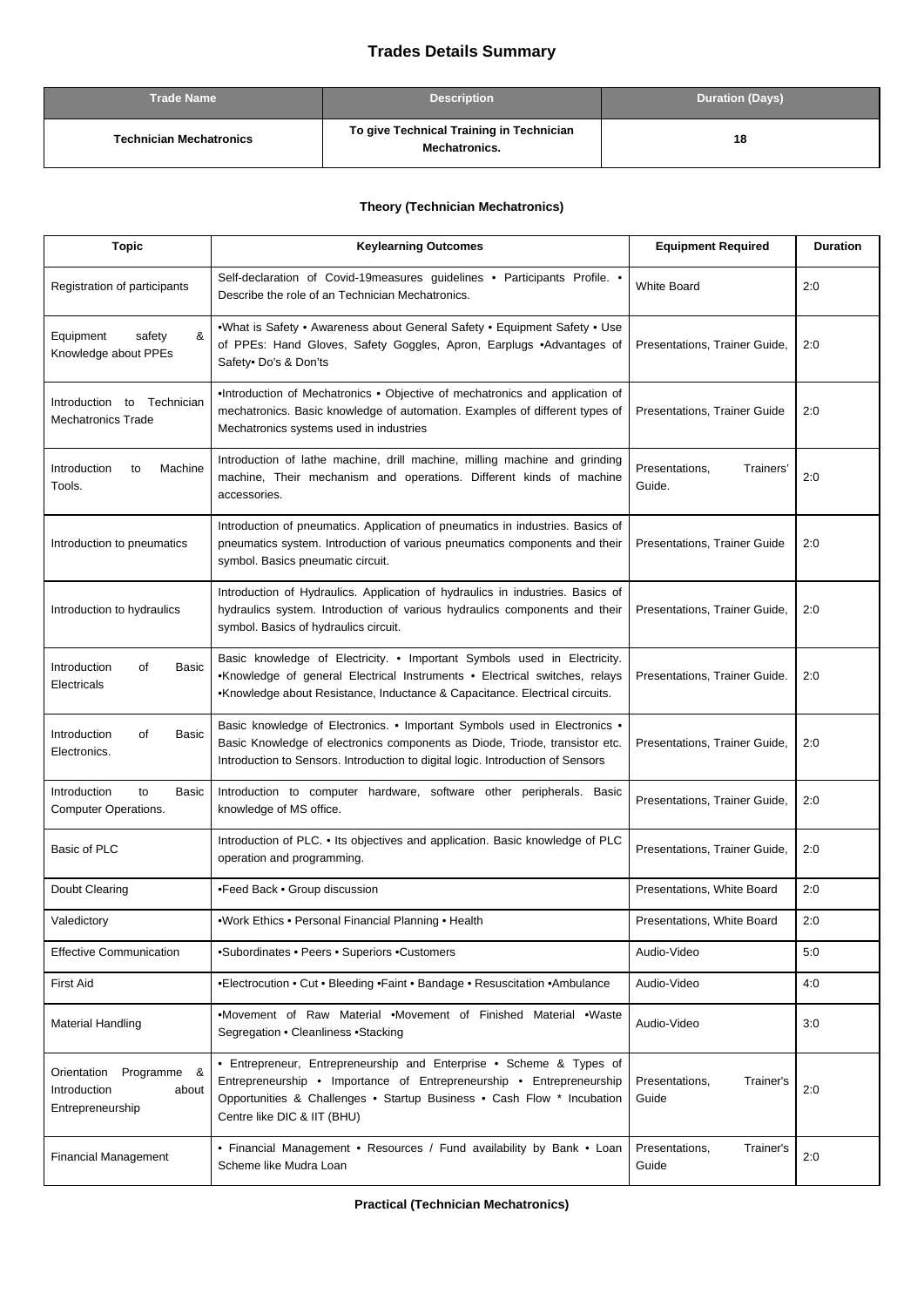# Trades Details Summary

| Trade Name | Description | Duration (Days) |
|---|---|---|
| **Technician Mechatronics** | **To give Technical Training in Technician Mechatronics.** | **18** |

### Theory (Technician Mechatronics)

| Topic | Keylearning Outcomes | Equipment Required | Duration |
|---|---|---|---|
| Registration of participants | Self-declaration of Covid-19measures guidelines • Participants Profile. • Describe the role of an Technician Mechatronics. | White Board | 2:0 |
| Equipment safety & Knowledge about PPEs | •What is Safety • Awareness about General Safety • Equipment Safety • Use of PPEs: Hand Gloves, Safety Goggles, Apron, Earplugs •Advantages of Safety• Do's & Don'ts | Presentations, Trainer Guide, | 2:0 |
| Introduction to Technician Mechatronics Trade | •Introduction of Mechatronics • Objective of mechatronics and application of mechatronics. Basic knowledge of automation. Examples of different types of Mechatronics systems used in industries | Presentations, Trainer Guide | 2:0 |
| Introduction to Machine Tools. | Introduction of lathe machine, drill machine, milling machine and grinding machine, Their mechanism and operations. Different kinds of machine accessories. | Presentations, Trainers' Guide. | 2:0 |
| Introduction to pneumatics | Introduction of pneumatics. Application of pneumatics in industries. Basics of pneumatics system. Introduction of various pneumatics components and their symbol. Basics pneumatic circuit. | Presentations, Trainer Guide | 2:0 |
| Introduction to hydraulics | Introduction of Hydraulics. Application of hydraulics in industries. Basics of hydraulics system. Introduction of various hydraulics components and their symbol. Basics of hydraulics circuit. | Presentations, Trainer Guide, | 2:0 |
| Introduction of Basic Electricals | Basic knowledge of Electricity. • Important Symbols used in Electricity. •Knowledge of general Electrical Instruments • Electrical switches, relays •Knowledge about Resistance, Inductance & Capacitance. Electrical circuits. | Presentations, Trainer Guide. | 2:0 |
| Introduction of Basic Electronics. | Basic knowledge of Electronics. • Important Symbols used in Electronics • Basic Knowledge of electronics components as Diode, Triode, transistor etc. Introduction to Sensors. Introduction to digital logic. Introduction of Sensors | Presentations, Trainer Guide, | 2:0 |
| Introduction to Basic Computer Operations. | Introduction to computer hardware, software other peripherals. Basic knowledge of MS office. | Presentations, Trainer Guide, | 2:0 |
| Basic of PLC | Introduction of PLC. • Its objectives and application. Basic knowledge of PLC operation and programming. | Presentations, Trainer Guide, | 2:0 |
| Doubt Clearing | •Feed Back • Group discussion | Presentations, White Board | 2:0 |
| Valedictory | •Work Ethics • Personal Financial Planning • Health | Presentations, White Board | 2:0 |
| Effective Communication | •Subordinates • Peers • Superiors •Customers | Audio-Video | 5:0 |
| First Aid | •Electrocution • Cut • Bleeding •Faint • Bandage • Resuscitation •Ambulance | Audio-Video | 4:0 |
| Material Handling | •Movement of Raw Material •Movement of Finished Material •Waste Segregation • Cleanliness •Stacking | Audio-Video | 3:0 |
| Orientation Programme & Introduction about Entrepreneurship | • Entrepreneur, Entrepreneurship and Enterprise • Scheme & Types of Entrepreneurship • Importance of Entrepreneurship • Entrepreneurship Opportunities & Challenges • Startup Business • Cash Flow * Incubation Centre like DIC & IIT (BHU) | Presentations, Trainer's Guide | 2:0 |
| Financial Management | • Financial Management • Resources / Fund availability by Bank • Loan Scheme like Mudra Loan | Presentations, Trainer's Guide | 2:0 |

### Practical (Technician Mechatronics)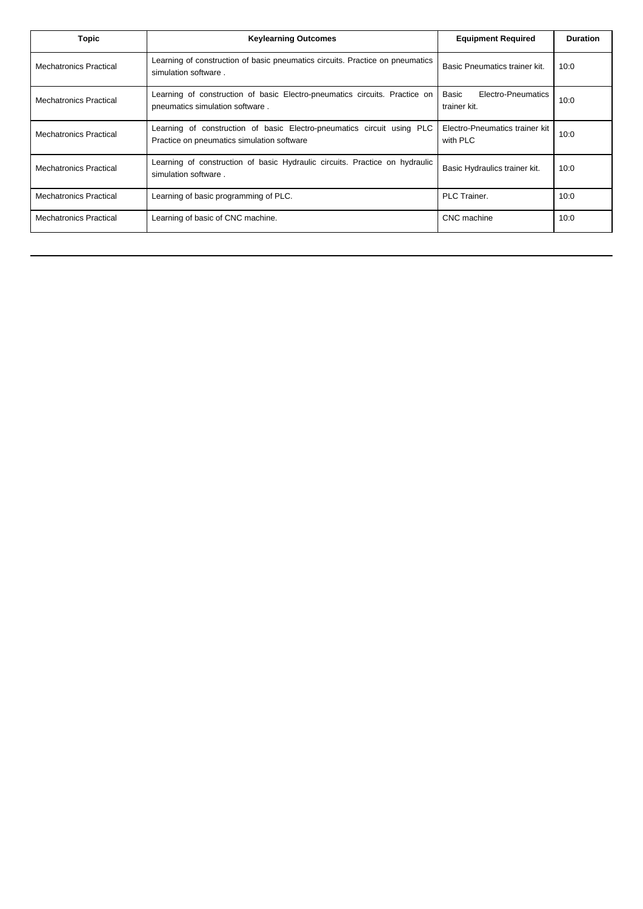| Topic | Keylearning Outcomes | Equipment Required | Duration |
| --- | --- | --- | --- |
| Mechatronics Practical | Learning of construction of basic pneumatics circuits. Practice on pneumatics simulation software . | Basic Pneumatics trainer kit. | 10:0 |
| Mechatronics Practical | Learning of construction of basic Electro-pneumatics circuits. Practice on pneumatics simulation software . | Basic Electro-Pneumatics trainer kit. | 10:0 |
| Mechatronics Practical | Learning of construction of basic Electro-pneumatics circuit using PLC Practice on pneumatics simulation software | Electro-Pneumatics trainer kit with PLC | 10:0 |
| Mechatronics Practical | Learning of construction of basic Hydraulic circuits. Practice on hydraulic simulation software . | Basic Hydraulics trainer kit. | 10:0 |
| Mechatronics Practical | Learning of basic programming of PLC. | PLC Trainer. | 10:0 |
| Mechatronics Practical | Learning of basic of CNC machine. | CNC machine | 10:0 |